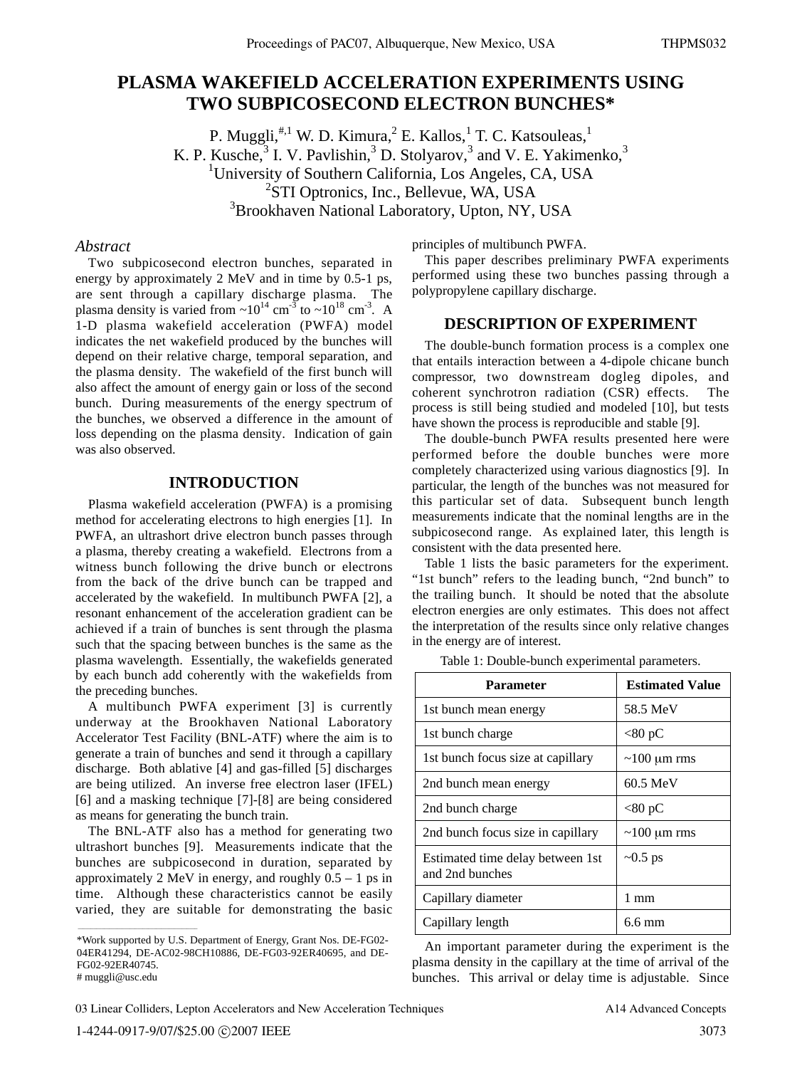# PLASMA WAKEFIELD ACCELERATION EXPERIMENTS USING TWO SUBPICOSECOND ELECTRON BUNCHES*

P. Muggli,[#,1] W. D. Kimura,[2] E. Kallos,[1] T. C. Katsouleas,[1]
K. P. Kusche,[3] I. V. Pavlishin,[3] D. Stolyarov,[3] and V. E. Yakimenko,[3]
[1]University of Southern California, Los Angeles, CA, USA
[2]STI Optronics, Inc., Bellevue, WA, USA
[3]Brookhaven National Laboratory, Upton, NY, USA

*Abstract*

Two subpicosecond electron bunches, separated in energy by approximately 2 MeV and in time by 0.5-1 ps, are sent through a capillary discharge plasma. The plasma density is varied from ~$10^{14}$ cm$^{-3}$ to ~$10^{18}$ cm$^{-3}$. A 1-D plasma wakefield acceleration (PWFA) model indicates the net wakefield produced by the bunches will depend on their relative charge, temporal separation, and the plasma density. The wakefield of the first bunch will also affect the amount of energy gain or loss of the second bunch. During measurements of the energy spectrum of the bunches, we observed a difference in the amount of loss depending on the plasma density. Indication of gain was also observed.

## INTRODUCTION

Plasma wakefield acceleration (PWFA) is a promising method for accelerating electrons to high energies [1]. In PWFA, an ultrashort drive electron bunch passes through a plasma, thereby creating a wakefield. Electrons from a witness bunch following the drive bunch or electrons from the back of the drive bunch can be trapped and accelerated by the wakefield. In multibunch PWFA [2], a resonant enhancement of the acceleration gradient can be achieved if a train of bunches is sent through the plasma such that the spacing between bunches is the same as the plasma wavelength. Essentially, the wakefields generated by each bunch add coherently with the wakefields from the preceding bunches.

A multibunch PWFA experiment [3] is currently underway at the Brookhaven National Laboratory Accelerator Test Facility (BNL-ATF) where the aim is to generate a train of bunches and send it through a capillary discharge. Both ablative [4] and gas-filled [5] discharges are being utilized. An inverse free electron laser (IFEL) [6] and a masking technique [7]-[8] are being considered as means for generating the bunch train.

The BNL-ATF also has a method for generating two ultrashort bunches [9]. Measurements indicate that the bunches are subpicosecond in duration, separated by approximately 2 MeV in energy, and roughly 0.5 – 1 ps in time. Although these characteristics cannot be easily varied, they are suitable for demonstrating the basic principles of multibunch PWFA.

This paper describes preliminary PWFA experiments performed using these two bunches passing through a polypropylene capillary discharge.

## DESCRIPTION OF EXPERIMENT

The double-bunch formation process is a complex one that entails interaction between a 4-dipole chicane bunch compressor, two downstream dogleg dipoles, and coherent synchrotron radiation (CSR) effects. The process is still being studied and modeled [10], but tests have shown the process is reproducible and stable [9].

The double-bunch PWFA results presented here were performed before the double bunches were more completely characterized using various diagnostics [9]. In particular, the length of the bunches was not measured for this particular set of data. Subsequent bunch length measurements indicate that the nominal lengths are in the subpicosecond range. As explained later, this length is consistent with the data presented here.

Table 1 lists the basic parameters for the experiment. "1st bunch" refers to the leading bunch, "2nd bunch" to the trailing bunch. It should be noted that the absolute electron energies are only estimates. This does not affect the interpretation of the results since only relative changes in the energy are of interest.

Table 1: Double-bunch experimental parameters.

| Parameter | Estimated Value |
|---|---|
| 1st bunch mean energy | 58.5 MeV |
| 1st bunch charge | <80 pC |
| 1st bunch focus size at capillary | ~100 μm rms |
| 2nd bunch mean energy | 60.5 MeV |
| 2nd bunch charge | <80 pC |
| 2nd bunch focus size in capillary | ~100 μm rms |
| Estimated time delay between 1st and 2nd bunches | ~0.5 ps |
| Capillary diameter | 1 mm |
| Capillary length | 6.6 mm |

An important parameter during the experiment is the plasma density in the capillary at the time of arrival of the bunches. This arrival or delay time is adjustable. Since

*Work supported by U.S. Department of Energy, Grant Nos. DE-FG02-04ER41294, DE-AC02-98CH10886, DE-FG03-92ER40695, and DE-FG02-92ER40745.
# muggli@usc.edu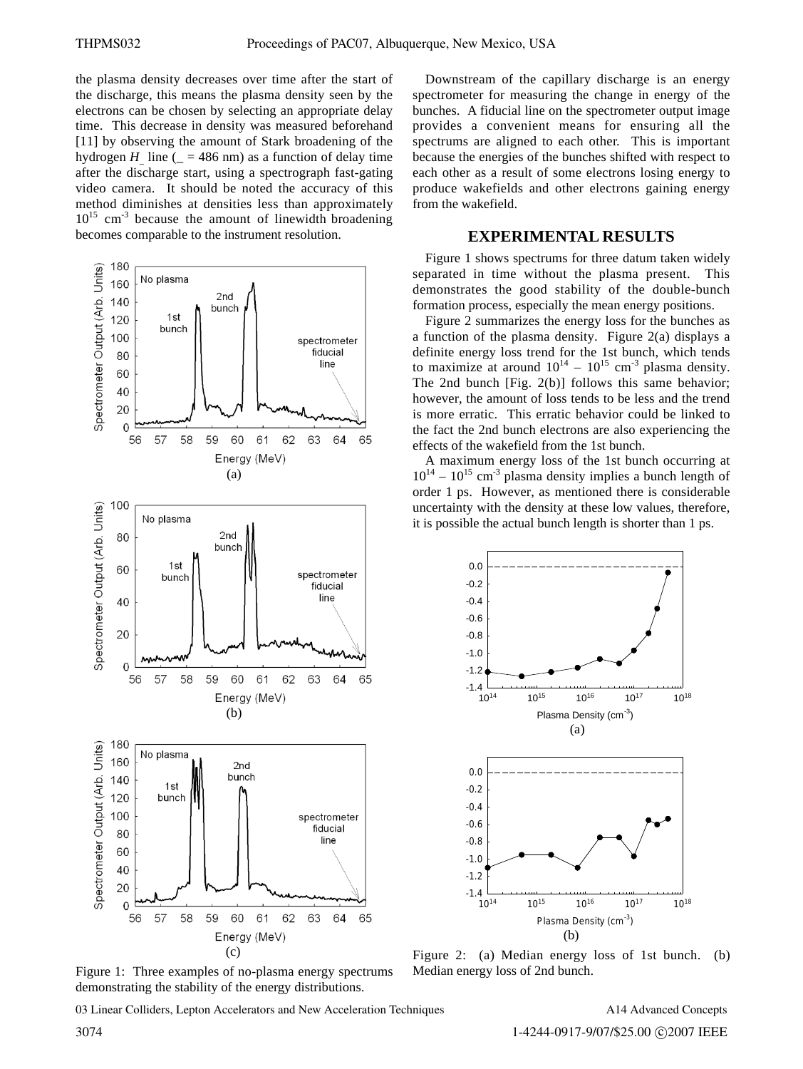the plasma density decreases over time after the start of the discharge, this means the plasma density seen by the electrons can be chosen by selecting an appropriate delay time. This decrease in density was measured beforehand [11] by observing the amount of Stark broadening of the hydrogen $H_\_$ line (\_ = 486 nm) as a function of delay time after the discharge start, using a spectrograph fast-gating video camera. It should be noted the accuracy of this method diminishes at densities less than approximately $10^{15}$ cm$^{-3}$ because the amount of linewidth broadening becomes comparable to the instrument resolution.

Figure 1: Three examples of no-plasma energy spectrums demonstrating the stability of the energy distributions.

Downstream of the capillary discharge is an energy spectrometer for measuring the change in energy of the bunches. A fiducial line on the spectrometer output image provides a convenient means for ensuring all the spectrums are aligned to each other. This is important because the energies of the bunches shifted with respect to each other as a result of some electrons losing energy to produce wakefields and other electrons gaining energy from the wakefield.

## EXPERIMENTAL RESULTS

Figure 1 shows spectrums for three datum taken widely separated in time without the plasma present. This demonstrates the good stability of the double-bunch formation process, especially the mean energy positions.

Figure 2 summarizes the energy loss for the bunches as a function of the plasma density. Figure 2(a) displays a definite energy loss trend for the 1st bunch, which tends to maximize at around $10^{14}$ – $10^{15}$ cm$^{-3}$ plasma density. The 2nd bunch [Fig. 2(b)] follows this same behavior; however, the amount of loss tends to be less and the trend is more erratic. This erratic behavior could be linked to the fact the 2nd bunch electrons are also experiencing the effects of the wakefield from the 1st bunch.

A maximum energy loss of the 1st bunch occurring at $10^{14}$ – $10^{15}$ cm$^{-3}$ plasma density implies a bunch length of order 1 ps. However, as mentioned there is considerable uncertainty with the density at these low values, therefore, it is possible the actual bunch length is shorter than 1 ps.

Figure 2: (a) Median energy loss of 1st bunch. (b) Median energy loss of 2nd bunch.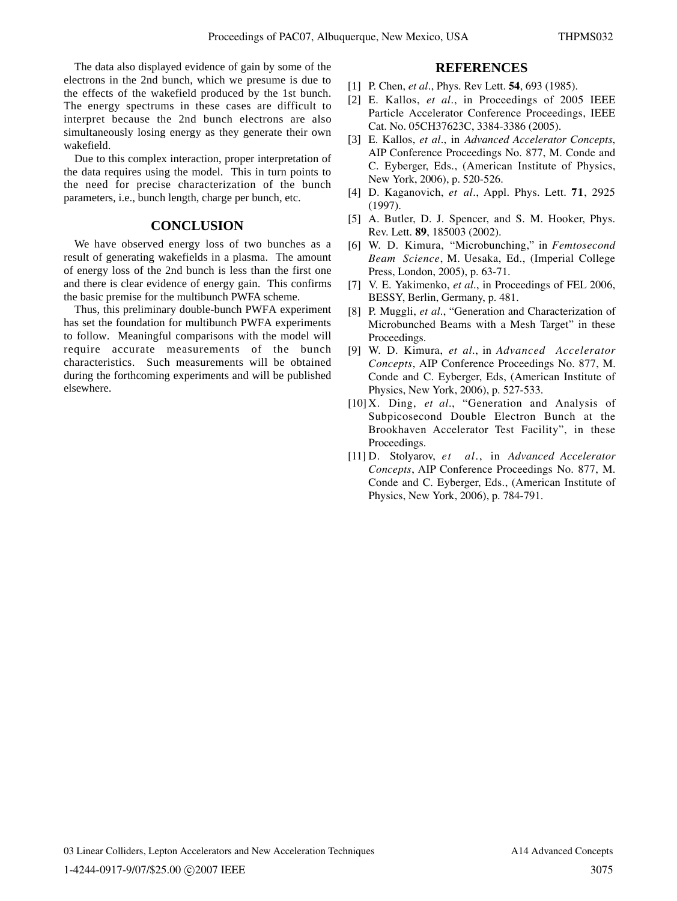The data also displayed evidence of gain by some of the electrons in the 2nd bunch, which we presume is due to the effects of the wakefield produced by the 1st bunch. The energy spectrums in these cases are difficult to interpret because the 2nd bunch electrons are also simultaneously losing energy as they generate their own wakefield.

Due to this complex interaction, proper interpretation of the data requires using the model. This in turn points to the need for precise characterization of the bunch parameters, i.e., bunch length, charge per bunch, etc.

## CONCLUSION

We have observed energy loss of two bunches as a result of generating wakefields in a plasma. The amount of energy loss of the 2nd bunch is less than the first one and there is clear evidence of energy gain. This confirms the basic premise for the multibunch PWFA scheme.

Thus, this preliminary double-bunch PWFA experiment has set the foundation for multibunch PWFA experiments to follow. Meaningful comparisons with the model will require accurate measurements of the bunch characteristics. Such measurements will be obtained during the forthcoming experiments and will be published elsewhere.

## REFERENCES

[1] P. Chen, *et al*., Phys. Rev Lett. **54**, 693 (1985).

[2] E. Kallos, *et al*., in Proceedings of 2005 IEEE Particle Accelerator Conference Proceedings, IEEE Cat. No. 05CH37623C, 3384-3386 (2005).

[3] E. Kallos, *et al*., in *Advanced Accelerator Concepts*, AIP Conference Proceedings No. 877, M. Conde and C. Eyberger, Eds., (American Institute of Physics, New York, 2006), p. 520-526.

[4] D. Kaganovich, *et al*., Appl. Phys. Lett. **71**, 2925 (1997).

[5] A. Butler, D. J. Spencer, and S. M. Hooker, Phys. Rev. Lett. **89**, 185003 (2002).

[6] W. D. Kimura, "Microbunching," in *Femtosecond Beam Science*, M. Uesaka, Ed., (Imperial College Press, London, 2005), p. 63-71.

[7] V. E. Yakimenko, *et al*., in Proceedings of FEL 2006, BESSY, Berlin, Germany, p. 481.

[8] P. Muggli, *et al*., "Generation and Characterization of Microbunched Beams with a Mesh Target" in these Proceedings.

[9] W. D. Kimura, *et al*., in *Advanced Accelerator Concepts*, AIP Conference Proceedings No. 877, M. Conde and C. Eyberger, Eds, (American Institute of Physics, New York, 2006), p. 527-533.

[10] X. Ding, *et al*., "Generation and Analysis of Subpicosecond Double Electron Bunch at the Brookhaven Accelerator Test Facility", in these Proceedings.

[11] D. Stolyarov, *et al*., in *Advanced Accelerator Concepts*, AIP Conference Proceedings No. 877, M. Conde and C. Eyberger, Eds., (American Institute of Physics, New York, 2006), p. 784-791.